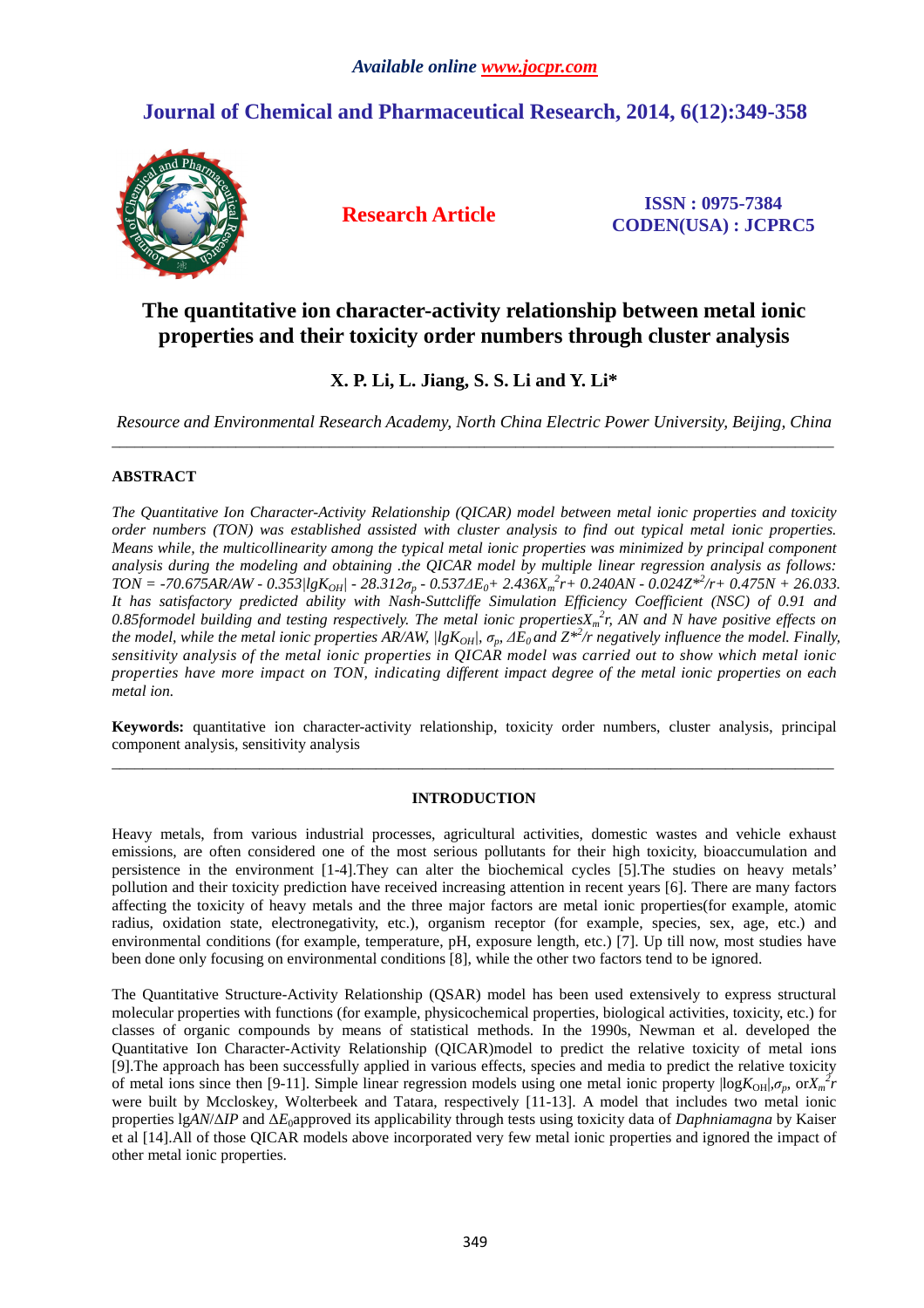# The quantitative ion character-activity relationship between metal ionic properties and their toxicity order numbers through cluster analysis

**X. P. Li, L. Jiang, S. S. Li and Y. Li\***

*Resource and Environmental Research Academy, North China Electric Power University, Beijing, China*

---

## ABSTRACT

*The Quantitative Ion Character-Activity Relationship (QICAR) model between metal ionic properties and toxicity order numbers (TON) was established assisted with cluster analysis to find out typical metal ionic properties. Means while, the multicollinearity among the typical metal ionic properties was minimized by principal component analysis during the modeling and obtaining .the QICAR model by multiple linear regression analysis as follows: $TON = -70.675AR/AW - 0.353|lgK_{OH}| - 28.312\sigma_p - 0.537\Delta E_0 + 2.436X_m^2r + 0.240AN - 0.024Z^{*2}/r + 0.475N + 26.033$. It has satisfactory predicted ability with Nash-Suttcliffe Simulation Efficiency Coefficient (NSC) of 0.91 and 0.85formodel building and testing respectively. The metal ionic properties$X_m^2r$, AN and N have positive effects on the model, while the metal ionic properties AR/AW, $|lgK_{OH}|$, $\sigma_p$, $\Delta E_0$ and $Z^{*2}/r$ negatively influence the model. Finally, sensitivity analysis of the metal ionic properties in QICAR model was carried out to show which metal ionic properties have more impact on TON, indicating different impact degree of the metal ionic properties on each metal ion.*

**Keywords:** quantitative ion character-activity relationship, toxicity order numbers, cluster analysis, principal component analysis, sensitivity analysis

---

## INTRODUCTION

Heavy metals, from various industrial processes, agricultural activities, domestic wastes and vehicle exhaust emissions, are often considered one of the most serious pollutants for their high toxicity, bioaccumulation and persistence in the environment [1-4].They can alter the biochemical cycles [5].The studies on heavy metals' pollution and their toxicity prediction have received increasing attention in recent years [6]. There are many factors affecting the toxicity of heavy metals and the three major factors are metal ionic properties(for example, atomic radius, oxidation state, electronegativity, etc.), organism receptor (for example, species, sex, age, etc.) and environmental conditions (for example, temperature, pH, exposure length, etc.) [7]. Up till now, most studies have been done only focusing on environmental conditions [8], while the other two factors tend to be ignored.

The Quantitative Structure-Activity Relationship (QSAR) model has been used extensively to express structural molecular properties with functions (for example, physicochemical properties, biological activities, toxicity, etc.) for classes of organic compounds by means of statistical methods. In the 1990s, Newman et al. developed the Quantitative Ion Character-Activity Relationship (QICAR)model to predict the relative toxicity of metal ions [9].The approach has been successfully applied in various effects, species and media to predict the relative toxicity of metal ions since then [9-11]. Simple linear regression models using one metal ionic property $|\log K_{OH}|$,$\sigma_p$, or$X_m^2r$ were built by Mccloskey, Wolterbeek and Tatara, respectively [11-13]. A model that includes two metal ionic properties $\lg AN/\Delta IP$ and $\Delta E_0$approved its applicability through tests using toxicity data of *Daphniamagna* by Kaiser et al [14].All of those QICAR models above incorporated very few metal ionic properties and ignored the impact of other metal ionic properties.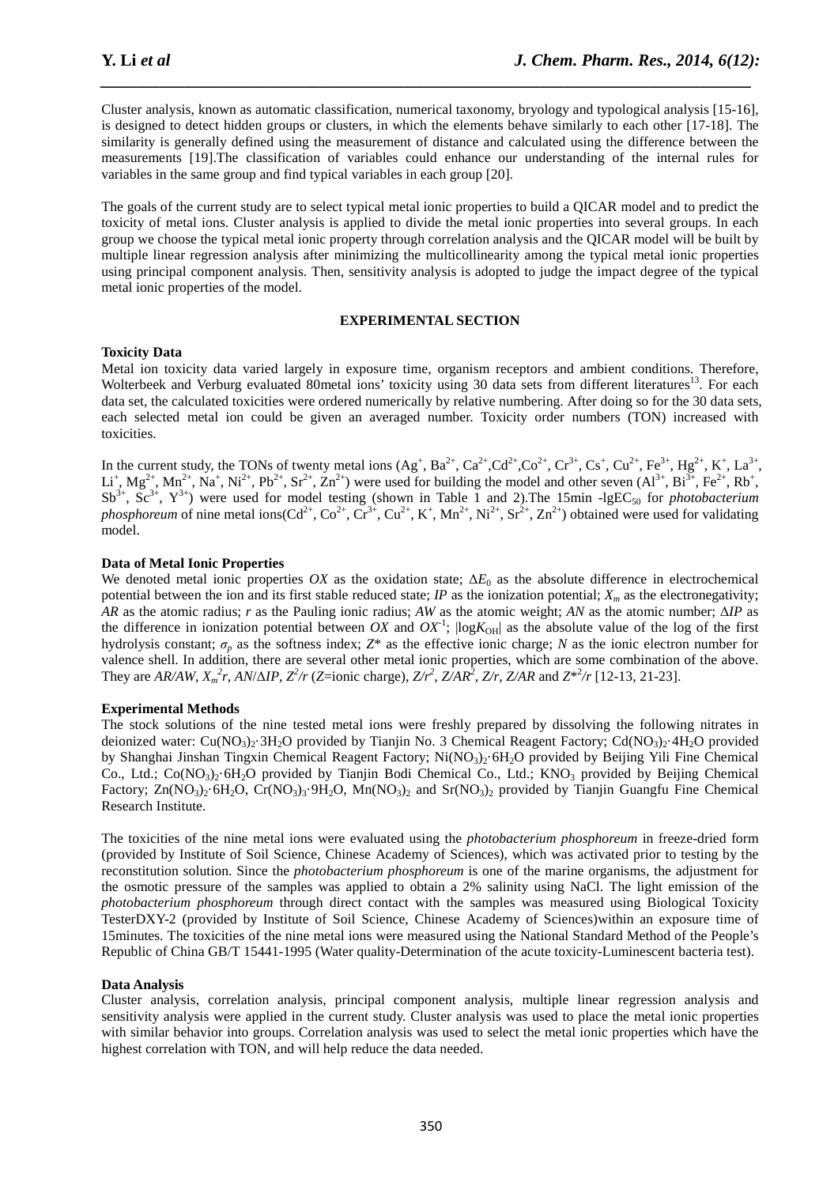Cluster analysis, known as automatic classification, numerical taxonomy, bryology and typological analysis [15-16], is designed to detect hidden groups or clusters, in which the elements behave similarly to each other [17-18]. The similarity is generally defined using the measurement of distance and calculated using the difference between the measurements [19].The classification of variables could enhance our understanding of the internal rules for variables in the same group and find typical variables in each group [20].

The goals of the current study are to select typical metal ionic properties to build a QICAR model and to predict the toxicity of metal ions. Cluster analysis is applied to divide the metal ionic properties into several groups. In each group we choose the typical metal ionic property through correlation analysis and the QICAR model will be built by multiple linear regression analysis after minimizing the multicollinearity among the typical metal ionic properties using principal component analysis. Then, sensitivity analysis is adopted to judge the impact degree of the typical metal ionic properties of the model.

## EXPERIMENTAL SECTION

### Toxicity Data

Metal ion toxicity data varied largely in exposure time, organism receptors and ambient conditions. Therefore, Wolterbeek and Verburg evaluated 80metal ions' toxicity using 30 data sets from different literatures[13]. For each data set, the calculated toxicities were ordered numerically by relative numbering. After doing so for the 30 data sets, each selected metal ion could be given an averaged number. Toxicity order numbers (TON) increased with toxicities.

In the current study, the TONs of twenty metal ions ($Ag^{+}$, $Ba^{2+}$, $Ca^{2+}$,$Cd^{2+}$,$Co^{2+}$, $Cr^{3+}$, $Cs^{+}$, $Cu^{2+}$, $Fe^{3+}$, $Hg^{2+}$, $K^{+}$, $La^{3+}$, $Li^{+}$, $Mg^{2+}$, $Mn^{2+}$, $Na^{+}$, $Ni^{2+}$, $Pb^{2+}$, $Sr^{2+}$, $Zn^{2+}$) were used for building the model and other seven ($Al^{3+}$, $Bi^{3+}$, $Fe^{2+}$, $Rb^{+}$, $Sb^{3+}$, $Sc^{3+}$, $Y^{3+}$) were used for model testing (shown in Table 1 and 2).The 15min -lg$EC_{50}$ for *photobacterium phosphoreum* of nine metal ions($Cd^{2+}$, $Co^{2+}$, $Cr^{3+}$, $Cu^{2+}$, $K^{+}$, $Mn^{2+}$, $Ni^{2+}$, $Sr^{2+}$, $Zn^{2+}$) obtained were used for validating model.

### Data of Metal Ionic Properties

We denoted metal ionic properties $OX$ as the oxidation state; $\Delta E_0$ as the absolute difference in electrochemical potential between the ion and its first stable reduced state; $IP$ as the ionization potential; $X_m$ as the electronegativity; $AR$ as the atomic radius; $r$ as the Pauling ionic radius; $AW$ as the atomic weight; $AN$ as the atomic number; $\Delta IP$ as the difference in ionization potential between $OX$ and $OX^{-1}$; $|\log K_{OH}|$ as the absolute value of the log of the first hydrolysis constant; $\sigma_p$ as the softness index; $Z^*$ as the effective ionic charge; $N$ as the ionic electron number for valence shell. In addition, there are several other metal ionic properties, which are some combination of the above. They are $AR/AW$, $X_m^2r$, $AN/\Delta IP$, $Z^2/r$ (Z=ionic charge), $Z/r^2$, $Z/AR^2$, $Z/r$, $Z/AR$ and $Z^{*2}/r$ [12-13, 21-23].

### Experimental Methods

The stock solutions of the nine tested metal ions were freshly prepared by dissolving the following nitrates in deionized water: $Cu(NO_3)_2{\cdot}3H_2O$ provided by Tianjin No. 3 Chemical Reagent Factory; $Cd(NO_3)_2{\cdot}4H_2O$ provided by Shanghai Jinshan Tingxin Chemical Reagent Factory; $Ni(NO_3)_2{\cdot}6H_2O$ provided by Beijing Yili Fine Chemical Co., Ltd.; $Co(NO_3)_2{\cdot}6H_2O$ provided by Tianjin Bodi Chemical Co., Ltd.; $KNO_3$ provided by Beijing Chemical Factory; $Zn(NO_3)_2{\cdot}6H_2O$, $Cr(NO_3)_3{\cdot}9H_2O$, $Mn(NO_3)_2$ and $Sr(NO_3)_2$ provided by Tianjin Guangfu Fine Chemical Research Institute.

The toxicities of the nine metal ions were evaluated using the *photobacterium phosphoreum* in freeze-dried form (provided by Institute of Soil Science, Chinese Academy of Sciences), which was activated prior to testing by the reconstitution solution. Since the *photobacterium phosphoreum* is one of the marine organisms, the adjustment for the osmotic pressure of the samples was applied to obtain a 2% salinity using NaCl. The light emission of the *photobacterium phosphoreum* through direct contact with the samples was measured using Biological Toxicity TesterDXY-2 (provided by Institute of Soil Science, Chinese Academy of Sciences)within an exposure time of 15minutes. The toxicities of the nine metal ions were measured using the National Standard Method of the People's Republic of China GB/T 15441-1995 (Water quality-Determination of the acute toxicity-Luminescent bacteria test).

### Data Analysis

Cluster analysis, correlation analysis, principal component analysis, multiple linear regression analysis and sensitivity analysis were applied in the current study. Cluster analysis was used to place the metal ionic properties with similar behavior into groups. Correlation analysis was used to select the metal ionic properties which have the highest correlation with TON, and will help reduce the data needed.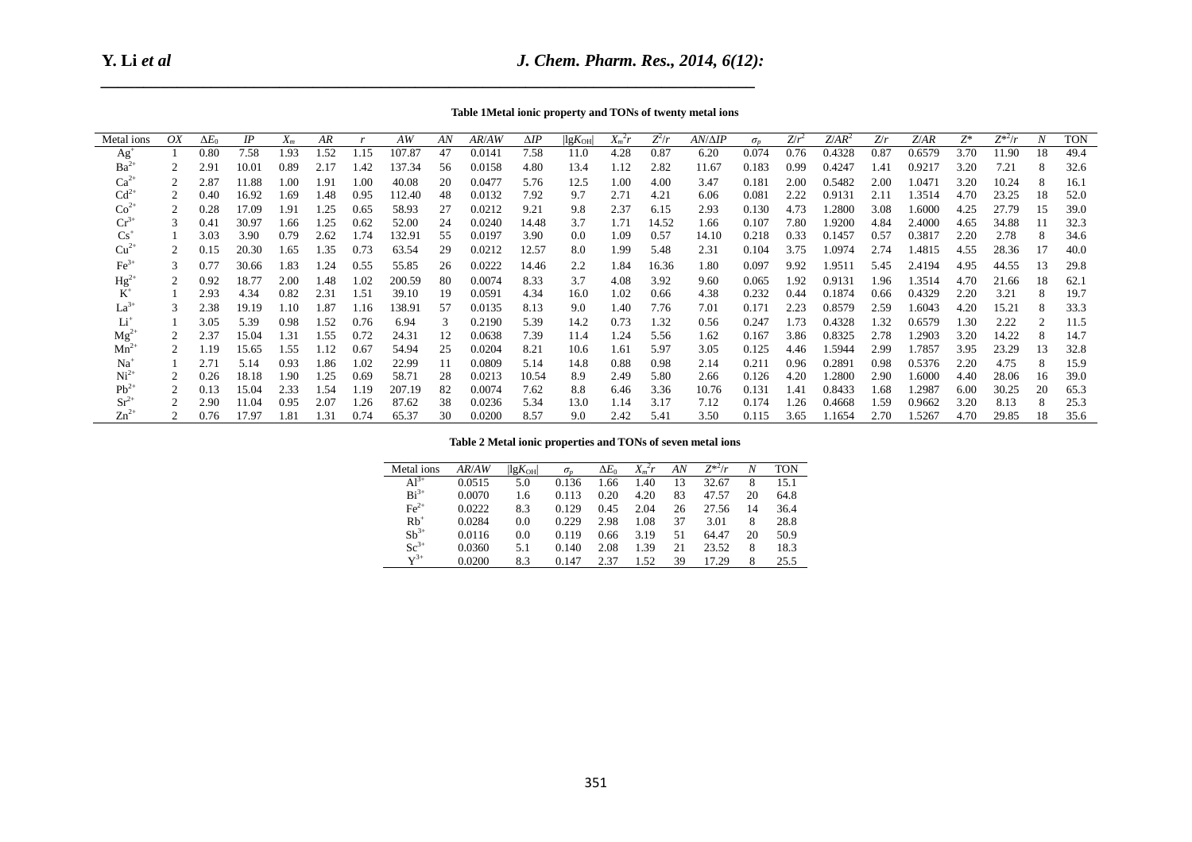**Table 1Metal ionic property and TONs of twenty metal ions**

| Metal ions | $OX$ | $\Delta E_0$ | $IP$ | $X_m$ | $AR$ | $r$ | $AW$ | $AN$ | $AR/AW$ | $\Delta IP$ | $\lvert lgK_{OH}\rvert$ | $X_m^2r$ | $Z^2/r$ | $AN/\Delta IP$ | $\sigma_p$ | $Z/r^2$ | $Z/AR^2$ | $Z/r$ | $Z/AR$ | $Z^*$ | $Z^{*2}/r$ | $N$ | TON |
|---|---|---|---|---|---|---|---|---|---|---|---|---|---|---|---|---|---|---|---|---|---|---|---|
| $Ag^{+}$ | 1 | 0.80 | 7.58 | 1.93 | 1.52 | 1.15 | 107.87 | 47 | 0.0141 | 7.58 | 11.0 | 4.28 | 0.87 | 6.20 | 0.074 | 0.76 | 0.4328 | 0.87 | 0.6579 | 3.70 | 11.90 | 18 | 49.4 |
| $Ba^{2+}$ | 2 | 2.91 | 10.01 | 0.89 | 2.17 | 1.42 | 137.34 | 56 | 0.0158 | 4.80 | 13.4 | 1.12 | 2.82 | 11.67 | 0.183 | 0.99 | 0.4247 | 1.41 | 0.9217 | 3.20 | 7.21 | 8 | 32.6 |
| $Ca^{2+}$ | 2 | 2.87 | 11.88 | 1.00 | 1.91 | 1.00 | 40.08 | 20 | 0.0477 | 5.76 | 12.5 | 1.00 | 4.00 | 3.47 | 0.181 | 2.00 | 0.5482 | 2.00 | 1.0471 | 3.20 | 10.24 | 8 | 16.1 |
| $Cd^{2+}$ | 2 | 0.40 | 16.92 | 1.69 | 1.48 | 0.95 | 112.40 | 48 | 0.0132 | 7.92 | 9.7 | 2.71 | 4.21 | 6.06 | 0.081 | 2.22 | 0.9131 | 2.11 | 1.3514 | 4.70 | 23.25 | 18 | 52.0 |
| $Co^{2+}$ | 2 | 0.28 | 17.09 | 1.91 | 1.25 | 0.65 | 58.93 | 27 | 0.0212 | 9.21 | 9.8 | 2.37 | 6.15 | 2.93 | 0.130 | 4.73 | 1.2800 | 3.08 | 1.6000 | 4.25 | 27.79 | 15 | 39.0 |
| $Cr^{3+}$ | 3 | 0.41 | 30.97 | 1.66 | 1.25 | 0.62 | 52.00 | 24 | 0.0240 | 14.48 | 3.7 | 1.71 | 14.52 | 1.66 | 0.107 | 7.80 | 1.9200 | 4.84 | 2.4000 | 4.65 | 34.88 | 11 | 32.3 |
| $Cs^{+}$ | 1 | 3.03 | 3.90 | 0.79 | 2.62 | 1.74 | 132.91 | 55 | 0.0197 | 3.90 | 0.0 | 1.09 | 0.57 | 14.10 | 0.218 | 0.33 | 0.1457 | 0.57 | 0.3817 | 2.20 | 2.78 | 8 | 34.6 |
| $Cu^{2+}$ | 2 | 0.15 | 20.30 | 1.65 | 1.35 | 0.73 | 63.54 | 29 | 0.0212 | 12.57 | 8.0 | 1.99 | 5.48 | 2.31 | 0.104 | 3.75 | 1.0974 | 2.74 | 1.4815 | 4.55 | 28.36 | 17 | 40.0 |
| $Fe^{3+}$ | 3 | 0.77 | 30.66 | 1.83 | 1.24 | 0.55 | 55.85 | 26 | 0.0222 | 14.46 | 2.2 | 1.84 | 16.36 | 1.80 | 0.097 | 9.92 | 1.9511 | 5.45 | 2.4194 | 4.95 | 44.55 | 13 | 29.8 |
| $Hg^{2+}$ | 2 | 0.92 | 18.77 | 2.00 | 1.48 | 1.02 | 200.59 | 80 | 0.0074 | 8.33 | 3.7 | 4.08 | 3.92 | 9.60 | 0.065 | 1.92 | 0.9131 | 1.96 | 1.3514 | 4.70 | 21.66 | 18 | 62.1 |
| $K^{+}$ | 1 | 2.93 | 4.34 | 0.82 | 2.31 | 1.51 | 39.10 | 19 | 0.0591 | 4.34 | 16.0 | 1.02 | 0.66 | 4.38 | 0.232 | 0.44 | 0.1874 | 0.66 | 0.4329 | 2.20 | 3.21 | 8 | 19.7 |
| $La^{3+}$ | 3 | 2.38 | 19.19 | 1.10 | 1.87 | 1.16 | 138.91 | 57 | 0.0135 | 8.13 | 9.0 | 1.40 | 7.76 | 7.01 | 0.171 | 2.23 | 0.8579 | 2.59 | 1.6043 | 4.20 | 15.21 | 8 | 33.3 |
| $Li^{+}$ | 1 | 3.05 | 5.39 | 0.98 | 1.52 | 0.76 | 6.94 | 3 | 0.2190 | 5.39 | 14.2 | 0.73 | 1.32 | 0.56 | 0.247 | 1.73 | 0.4328 | 1.32 | 0.6579 | 1.30 | 2.22 | 2 | 11.5 |
| $Mg^{2+}$ | 2 | 2.37 | 15.04 | 1.31 | 1.55 | 0.72 | 24.31 | 12 | 0.0638 | 7.39 | 11.4 | 1.24 | 5.56 | 1.62 | 0.167 | 3.86 | 0.8325 | 2.78 | 1.2903 | 3.20 | 14.22 | 8 | 14.7 |
| $Mn^{2+}$ | 2 | 1.19 | 15.65 | 1.55 | 1.12 | 0.67 | 54.94 | 25 | 0.0204 | 8.21 | 10.6 | 1.61 | 5.97 | 3.05 | 0.125 | 4.46 | 1.5944 | 2.99 | 1.7857 | 3.95 | 23.29 | 13 | 32.8 |
| $Na^{+}$ | 1 | 2.71 | 5.14 | 0.93 | 1.86 | 1.02 | 22.99 | 11 | 0.0809 | 5.14 | 14.8 | 0.88 | 0.98 | 2.14 | 0.211 | 0.96 | 0.2891 | 0.98 | 0.5376 | 2.20 | 4.75 | 8 | 15.9 |
| $Ni^{2+}$ | 2 | 0.26 | 18.18 | 1.90 | 1.25 | 0.69 | 58.71 | 28 | 0.0213 | 10.54 | 8.9 | 2.49 | 5.80 | 2.66 | 0.126 | 4.20 | 1.2800 | 2.90 | 1.6000 | 4.40 | 28.06 | 16 | 39.0 |
| $Pb^{2+}$ | 2 | 0.13 | 15.04 | 2.33 | 1.54 | 1.19 | 207.19 | 82 | 0.0074 | 7.62 | 8.8 | 6.46 | 3.36 | 10.76 | 0.131 | 1.41 | 0.8433 | 1.68 | 1.2987 | 6.00 | 30.25 | 20 | 65.3 |
| $Sr^{2+}$ | 2 | 2.90 | 11.04 | 0.95 | 2.07 | 1.26 | 87.62 | 38 | 0.0236 | 5.34 | 13.0 | 1.14 | 3.17 | 7.12 | 0.174 | 1.26 | 0.4668 | 1.59 | 0.9662 | 3.20 | 8.13 | 8 | 25.3 |
| $Zn^{2+}$ | 2 | 0.76 | 17.97 | 1.81 | 1.31 | 0.74 | 65.37 | 30 | 0.0200 | 8.57 | 9.0 | 2.42 | 5.41 | 3.50 | 0.115 | 3.65 | 1.1654 | 2.70 | 1.5267 | 4.70 | 29.85 | 18 | 35.6 |

**Table 2 Metal ionic properties and TONs of seven metal ions**

| Metal ions | $AR/AW$ | $\lvert lgK_{OH}\rvert$ | $\sigma_p$ | $\Delta E_0$ | $X_m^2r$ | $AN$ | $Z^{*2}/r$ | $N$ | TON |
|---|---|---|---|---|---|---|---|---|---|
| $Al^{3+}$ | 0.0515 | 5.0 | 0.136 | 1.66 | 1.40 | 13 | 32.67 | 8 | 15.1 |
| $Bi^{3+}$ | 0.0070 | 1.6 | 0.113 | 0.20 | 4.20 | 83 | 47.57 | 20 | 64.8 |
| $Fe^{2+}$ | 0.0222 | 8.3 | 0.129 | 0.45 | 2.04 | 26 | 27.56 | 14 | 36.4 |
| $Rb^{+}$ | 0.0284 | 0.0 | 0.229 | 2.98 | 1.08 | 37 | 3.01 | 8 | 28.8 |
| $Sb^{3+}$ | 0.0116 | 0.0 | 0.119 | 0.66 | 3.19 | 51 | 64.47 | 20 | 50.9 |
| $Sc^{3+}$ | 0.0360 | 5.1 | 0.140 | 2.08 | 1.39 | 21 | 23.52 | 8 | 18.3 |
| $Y^{3+}$ | 0.0200 | 8.3 | 0.147 | 2.37 | 1.52 | 39 | 17.29 | 8 | 25.5 |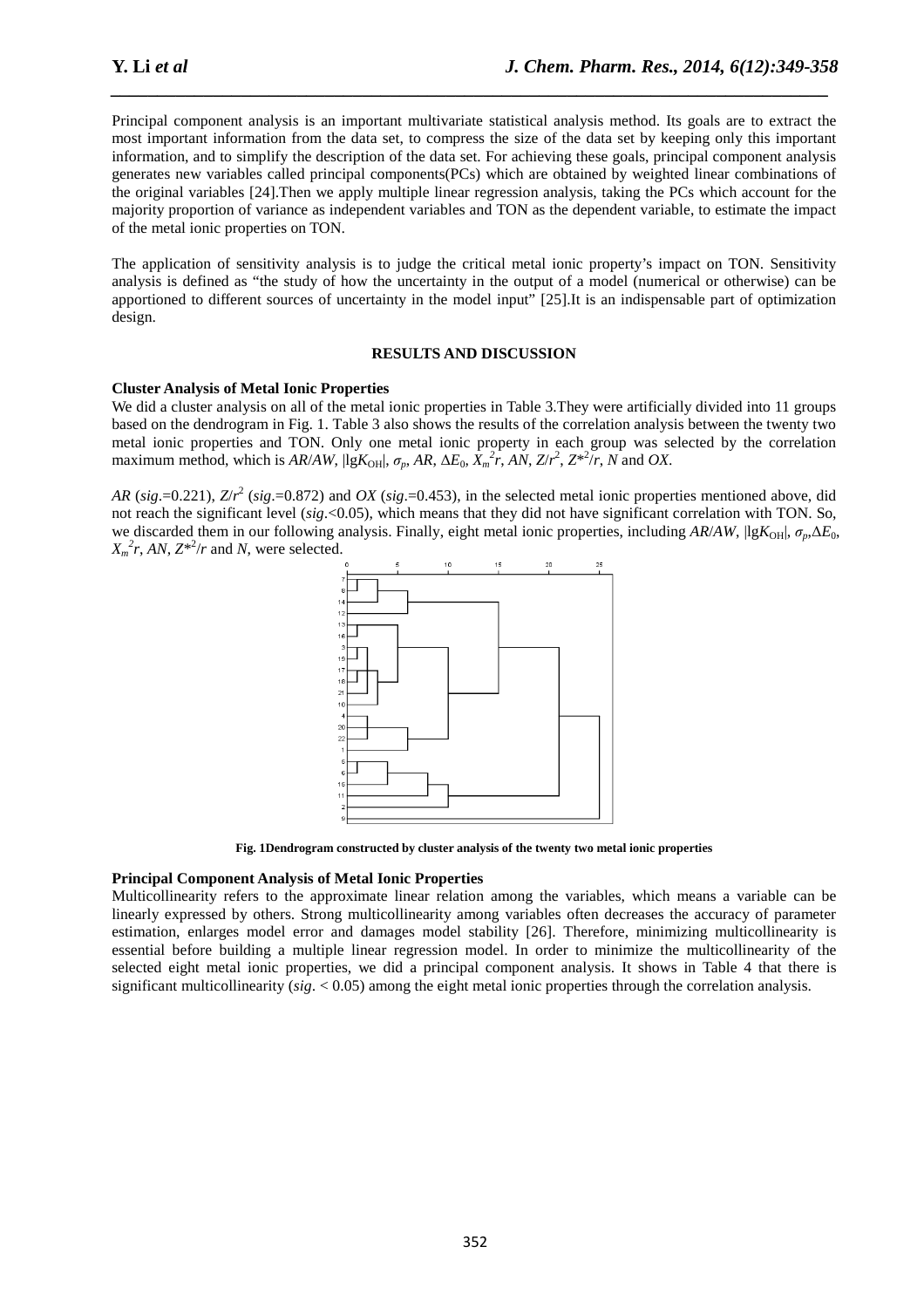Principal component analysis is an important multivariate statistical analysis method. Its goals are to extract the most important information from the data set, to compress the size of the data set by keeping only this important information, and to simplify the description of the data set. For achieving these goals, principal component analysis generates new variables called principal components(PCs) which are obtained by weighted linear combinations of the original variables [24].Then we apply multiple linear regression analysis, taking the PCs which account for the majority proportion of variance as independent variables and TON as the dependent variable, to estimate the impact of the metal ionic properties on TON.

The application of sensitivity analysis is to judge the critical metal ionic property's impact on TON. Sensitivity analysis is defined as "the study of how the uncertainty in the output of a model (numerical or otherwise) can be apportioned to different sources of uncertainty in the model input" [25].It is an indispensable part of optimization design.

## RESULTS AND DISCUSSION

### Cluster Analysis of Metal Ionic Properties

We did a cluster analysis on all of the metal ionic properties in Table 3.They were artificially divided into 11 groups based on the dendrogram in Fig. 1. Table 3 also shows the results of the correlation analysis between the twenty two metal ionic properties and TON. Only one metal ionic property in each group was selected by the correlation maximum method, which is $AR/AW$, $|\lg K_{OH}|$, $\sigma_p$, $AR$, $\Delta E_0$, $X_m^2r$, $AN$, $Z/r^2$, $Z^{*2}/r$, $N$ and $OX$.

$AR$ ($sig.$=0.221), $Z/r^2$ ($sig.$=0.872) and $OX$ ($sig.$=0.453), in the selected metal ionic properties mentioned above, did not reach the significant level ($sig.$<0.05), which means that they did not have significant correlation with TON. So, we discarded them in our following analysis. Finally, eight metal ionic properties, including $AR/AW$, $|\lg K_{OH}|$, $\sigma_p$, $\Delta E_0$, $X_m^2r$, $AN$, $Z^{*2}/r$ and $N$, were selected.

**Fig. 1Dendrogram constructed by cluster analysis of the twenty two metal ionic properties**

### Principal Component Analysis of Metal Ionic Properties

Multicollinearity refers to the approximate linear relation among the variables, which means a variable can be linearly expressed by others. Strong multicollinearity among variables often decreases the accuracy of parameter estimation, enlarges model error and damages model stability [26]. Therefore, minimizing multicollinearity is essential before building a multiple linear regression model. In order to minimize the multicollinearity of the selected eight metal ionic properties, we did a principal component analysis. It shows in Table 4 that there is significant multicollinearity ($sig.$ < 0.05) among the eight metal ionic properties through the correlation analysis.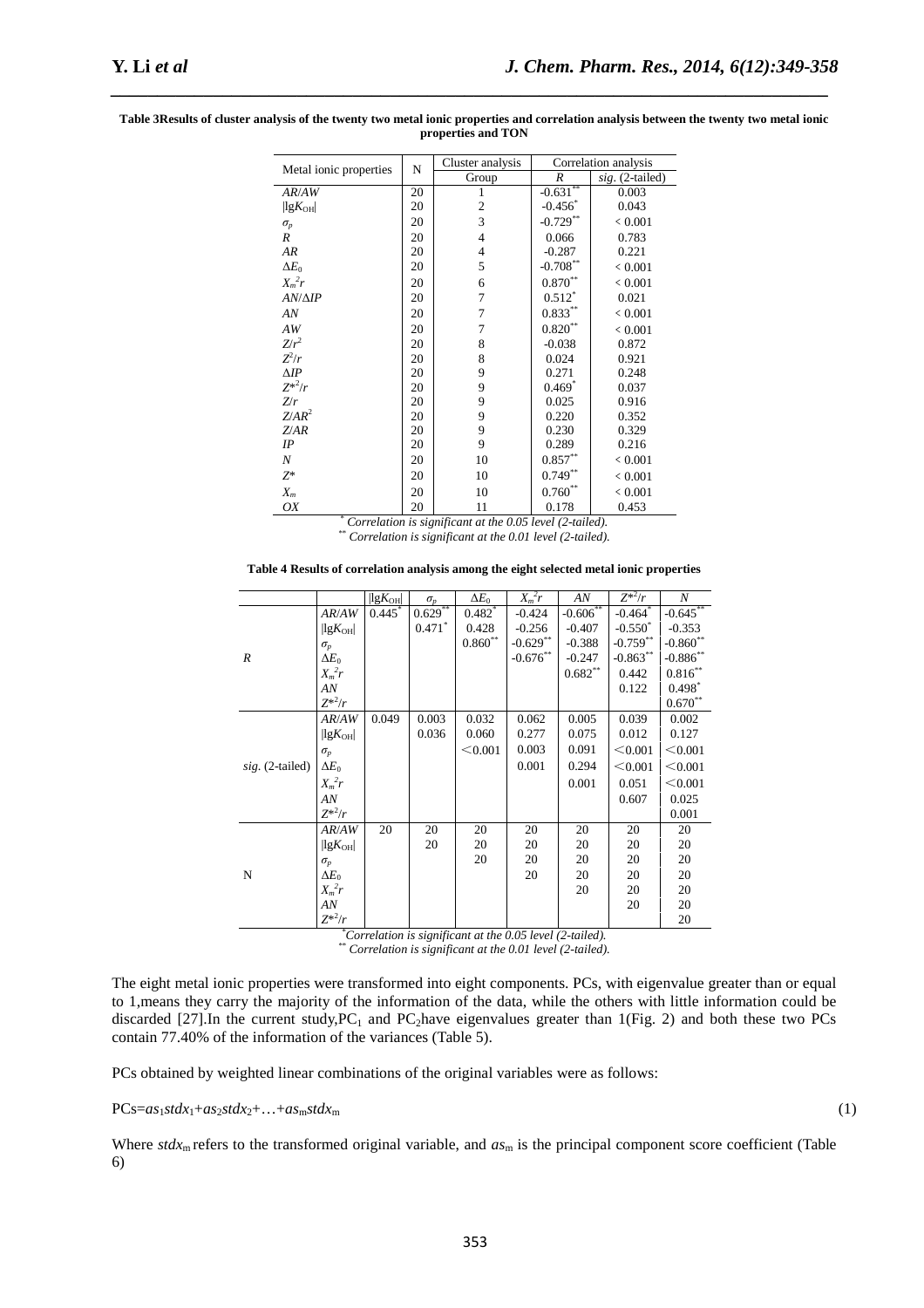**Table 3Results of cluster analysis of the twenty two metal ionic properties and correlation analysis between the twenty two metal ionic properties and TON**

| Metal ionic properties | N | Cluster analysis | Correlation analysis | |
|---|---|---|---|---|
| | | Group | $R$ | *sig*. (2-tailed) |
| $AR/AW$ | 20 | 1 | $-0.631^{**}$ | 0.003 |
| $\lvert \lg K_{OH} \rvert$ | 20 | 2 | $-0.456^{*}$ | 0.043 |
| $\sigma_p$ | 20 | 3 | $-0.729^{**}$ | < 0.001 |
| $R$ | 20 | 4 | 0.066 | 0.783 |
| $AR$ | 20 | 4 | -0.287 | 0.221 |
| $\Delta E_0$ | 20 | 5 | $-0.708^{**}$ | < 0.001 |
| $X_m^2r$ | 20 | 6 | $0.870^{**}$ | < 0.001 |
| $AN/\Delta IP$ | 20 | 7 | $0.512^{*}$ | 0.021 |
| $AN$ | 20 | 7 | $0.833^{**}$ | < 0.001 |
| $AW$ | 20 | 7 | $0.820^{**}$ | < 0.001 |
| $Z/r^2$ | 20 | 8 | -0.038 | 0.872 |
| $Z^2/r$ | 20 | 8 | 0.024 | 0.921 |
| $\Delta IP$ | 20 | 9 | 0.271 | 0.248 |
| $Z^{*2}/r$ | 20 | 9 | $0.469^{*}$ | 0.037 |
| $Z/r$ | 20 | 9 | 0.025 | 0.916 |
| $Z/AR^2$ | 20 | 9 | 0.220 | 0.352 |
| $Z/AR$ | 20 | 9 | 0.230 | 0.329 |
| $IP$ | 20 | 9 | 0.289 | 0.216 |
| $N$ | 20 | 10 | $0.857^{**}$ | < 0.001 |
| $Z^*$ | 20 | 10 | $0.749^{**}$ | < 0.001 |
| $X_m$ | 20 | 10 | $0.760^{**}$ | < 0.001 |
| $OX$ | 20 | 11 | 0.178 | 0.453 |

*\* Correlation is significant at the 0.05 level (2-tailed).*
*\*\* Correlation is significant at the 0.01 level (2-tailed).*

**Table 4 Results of correlation analysis among the eight selected metal ionic properties**

| | | $\lvert \lg K_{OH} \rvert$ | $\sigma_p$ | $\Delta E_0$ | $X_m^2r$ | $AN$ | $Z^{*2}/r$ | $N$ |
|---|---|---|---|---|---|---|---|---|
| $R$ | $AR/AW$ | $0.445^{*}$ | $0.629^{**}$ | $0.482^{*}$ | -0.424 | $-0.606^{**}$ | $-0.464^{*}$ | $-0.645^{**}$ |
| | $\lvert \lg K_{OH} \rvert$ | | $0.471^{*}$ | 0.428 | -0.256 | -0.407 | $-0.550^{*}$ | -0.353 |
| | $\sigma_p$ | | | $0.860^{**}$ | $-0.629^{**}$ | -0.388 | $-0.759^{**}$ | $-0.860^{**}$ |
| | $\Delta E_0$ | | | | $-0.676^{**}$ | -0.247 | $-0.863^{**}$ | $-0.886^{**}$ |
| | $X_m^2r$ | | | | | $0.682^{**}$ | 0.442 | $0.816^{**}$ |
| | $AN$ | | | | | | 0.122 | $0.498^{*}$ |
| | $Z^{*2}/r$ | | | | | | | $0.670^{**}$ |
| *sig*. (2-tailed) | $AR/AW$ | 0.049 | 0.003 | 0.032 | 0.062 | 0.005 | 0.039 | 0.002 |
| | $\lvert \lg K_{OH} \rvert$ | | 0.036 | 0.060 | 0.277 | 0.075 | 0.012 | 0.127 |
| | $\sigma_p$ | | | <0.001 | 0.003 | 0.091 | <0.001 | <0.001 |
| | $\Delta E_0$ | | | | 0.001 | 0.294 | <0.001 | <0.001 |
| | $X_m^2r$ | | | | | 0.001 | 0.051 | <0.001 |
| | $AN$ | | | | | | 0.607 | 0.025 |
| | $Z^{*2}/r$ | | | | | | | 0.001 |
| N | $AR/AW$ | 20 | 20 | 20 | 20 | 20 | 20 | 20 |
| | $\lvert \lg K_{OH} \rvert$ | | 20 | 20 | 20 | 20 | 20 | 20 |
| | $\sigma_p$ | | | 20 | 20 | 20 | 20 | 20 |
| | $\Delta E_0$ | | | | 20 | 20 | 20 | 20 |
| | $X_m^2r$ | | | | | 20 | 20 | 20 |
| | $AN$ | | | | | | 20 | 20 |
| | $Z^{*2}/r$ | | | | | | | 20 |

*\* Correlation is significant at the 0.05 level (2-tailed).*
*\*\* Correlation is significant at the 0.01 level (2-tailed).*

The eight metal ionic properties were transformed into eight components. PCs, with eigenvalue greater than or equal to 1,means they carry the majority of the information of the data, while the others with little information could be discarded [27].In the current study,$PC_1$ and $PC_2$have eigenvalues greater than 1(Fig. 2) and both these two PCs contain 77.40% of the information of the variances (Table 5).

PCs obtained by weighted linear combinations of the original variables were as follows:

$$PCs = as_1 stdx_1 + as_2 stdx_2 + \ldots + as_m stdx_m \quad (1)$$

Where $stdx_m$ refers to the transformed original variable, and $as_m$ is the principal component score coefficient (Table 6)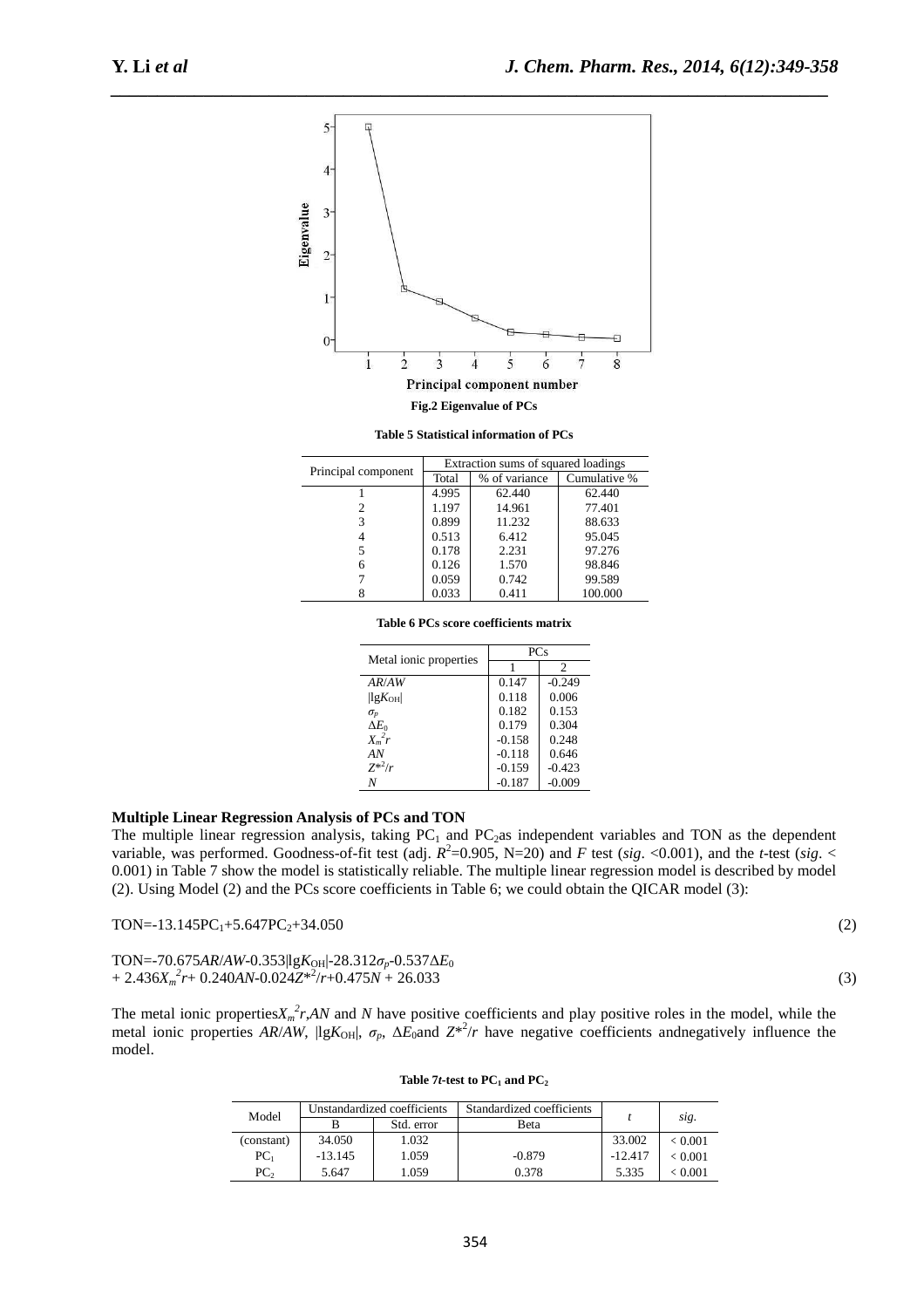Fig.2 Eigenvalue of PCs

**Table 5 Statistical information of PCs**

| Principal component | Extraction sums of squared loadings | | |
|---|---|---|---|
| | Total | % of variance | Cumulative % |
| 1 | 4.995 | 62.440 | 62.440 |
| 2 | 1.197 | 14.961 | 77.401 |
| 3 | 0.899 | 11.232 | 88.633 |
| 4 | 0.513 | 6.412 | 95.045 |
| 5 | 0.178 | 2.231 | 97.276 |
| 6 | 0.126 | 1.570 | 98.846 |
| 7 | 0.059 | 0.742 | 99.589 |
| 8 | 0.033 | 0.411 | 100.000 |

**Table 6 PCs score coefficients matrix**

| Metal ionic properties | PCs | |
|---|---|---|
| | 1 | 2 |
| $AR/AW$ | 0.147 | -0.249 |
| $\lvert \lg K_{OH} \rvert$ | 0.118 | 0.006 |
| $\sigma_p$ | 0.182 | 0.153 |
| $\Delta E_0$ | 0.179 | 0.304 |
| $X_m^2r$ | -0.158 | 0.248 |
| $AN$ | -0.118 | 0.646 |
| $Z^{*2}/r$ | -0.159 | -0.423 |
| $N$ | -0.187 | -0.009 |

**Multiple Linear Regression Analysis of PCs and TON**

The multiple linear regression analysis, taking $PC_1$ and $PC_2$as independent variables and TON as the dependent variable, was performed. Goodness-of-fit test (adj. $R^2$=0.905, N=20) and $F$ test (*sig*. <0.001), and the $t$-test (*sig*. < 0.001) in Table 7 show the model is statistically reliable. The multiple linear regression model is described by model (2). Using Model (2) and the PCs score coefficients in Table 6; we could obtain the QICAR model (3):

$$TON=-13.145PC_1+5.647PC_2+34.050 \quad (2)$$

$$TON=-70.675AR/AW-0.353|\lg K_{OH}|-28.312\sigma_p-0.537\Delta E_0 + 2.436X_m^2r+ 0.240AN-0.024Z^{*2}/r+0.475N + 26.033 \quad (3)$$

The metal ionic properties$X_m^2r$,$AN$ and $N$ have positive coefficients and play positive roles in the model, while the metal ionic properties $AR/AW$, $|\lg K_{OH}|$, $\sigma_p$, $\Delta E_0$and $Z^{*2}/r$ have negative coefficients andnegatively influence the model.

**Table 7$t$-test to $PC_1$ and $PC_2$**

| Model | Unstandardized coefficients | | Standardized coefficients | $t$ | *sig.* |
|---|---|---|---|---|---|
| | B | Std. error | Beta | | |
| (constant) | 34.050 | 1.032 | | 33.002 | < 0.001 |
| $PC_1$ | -13.145 | 1.059 | -0.879 | -12.417 | < 0.001 |
| $PC_2$ | 5.647 | 1.059 | 0.378 | 5.335 | < 0.001 |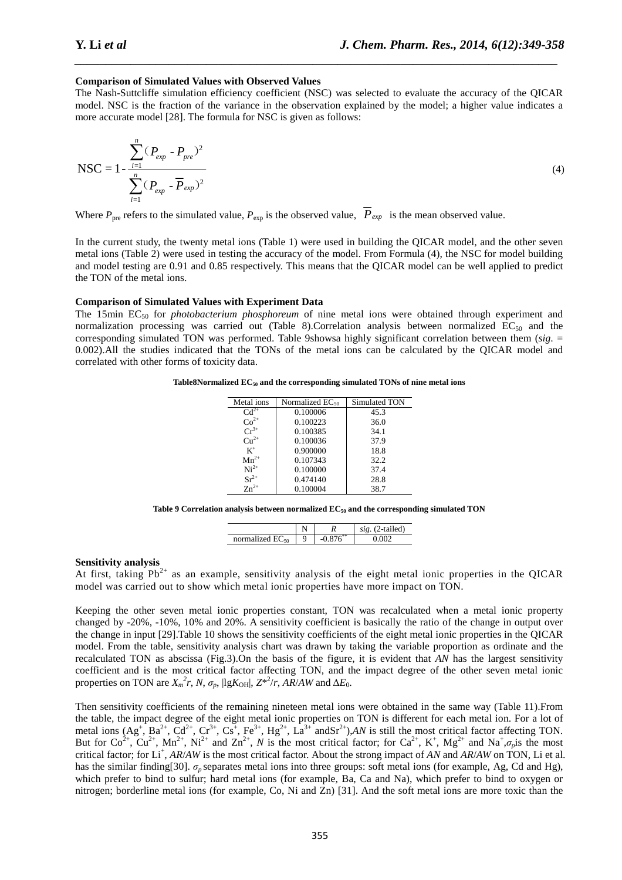### Comparison of Simulated Values with Observed Values

The Nash-Suttcliffe simulation efficiency coefficient (NSC) was selected to evaluate the accuracy of the QICAR model. NSC is the fraction of the variance in the observation explained by the model; a higher value indicates a more accurate model [28]. The formula for NSC is given as follows:

$$\text{NSC} = 1 - \frac{\sum_{i=1}^{n}(P_{exp} - P_{pre})^2}{\sum_{i=1}^{n}(P_{exp} - \overline{P}_{exp})^2} \quad (4)$$

Where $P_{\text{pre}}$ refers to the simulated value, $P_{\text{exp}}$ is the observed value, $\overline{P}_{exp}$ is the mean observed value.

In the current study, the twenty metal ions (Table 1) were used in building the QICAR model, and the other seven metal ions (Table 2) were used in testing the accuracy of the model. From Formula (4), the NSC for model building and model testing are 0.91 and 0.85 respectively. This means that the QICAR model can be well applied to predict the TON of the metal ions.

### Comparison of Simulated Values with Experiment Data

The 15min $EC_{50}$ for *photobacterium phosphoreum* of nine metal ions were obtained through experiment and normalization processing was carried out (Table 8).Correlation analysis between normalized $EC_{50}$ and the corresponding simulated TON was performed. Table 9showsa highly significant correlation between them (*sig.* = 0.002).All the studies indicated that the TONs of the metal ions can be calculated by the QICAR model and correlated with other forms of toxicity data.

**Table8Normalized $EC_{50}$ and the corresponding simulated TONs of nine metal ions**

| Metal ions | Normalized $EC_{50}$ | Simulated TON |
|---|---|---|
| $Cd^{2+}$ | 0.100006 | 45.3 |
| $Co^{2+}$ | 0.100223 | 36.0 |
| $Cr^{3+}$ | 0.100385 | 34.1 |
| $Cu^{2+}$ | 0.100036 | 37.9 |
| $K^{+}$ | 0.900000 | 18.8 |
| $Mn^{2+}$ | 0.107343 | 32.2 |
| $Ni^{2+}$ | 0.100000 | 37.4 |
| $Sr^{2+}$ | 0.474140 | 28.8 |
| $Zn^{2+}$ | 0.100004 | 38.7 |

**Table 9 Correlation analysis between normalized $EC_{50}$ and the corresponding simulated TON**

| | N | *R* | *sig.* (2-tailed) |
|---|---|---|---|
| normalized $EC_{50}$ | 9 | $-0.876^{**}$ | 0.002 |

### Sensitivity analysis

At first, taking $Pb^{2+}$ as an example, sensitivity analysis of the eight metal ionic properties in the QICAR model was carried out to show which metal ionic properties have more impact on TON.

Keeping the other seven metal ionic properties constant, TON was recalculated when a metal ionic property changed by -20%, -10%, 10% and 20%. A sensitivity coefficient is basically the ratio of the change in output over the change in input [29].Table 10 shows the sensitivity coefficients of the eight metal ionic properties in the QICAR model. From the table, sensitivity analysis chart was drawn by taking the variable proportion as ordinate and the recalculated TON as abscissa (Fig.3).On the basis of the figure, it is evident that *AN* has the largest sensitivity coefficient and is the most critical factor affecting TON, and the impact degree of the other seven metal ionic properties on TON are $X_m^2r$, $N$, $\sigma_p$, $|\lg K_{OH}|$, $Z{*}^2/r$, $AR/AW$ and $\Delta E_0$.

Then sensitivity coefficients of the remaining nineteen metal ions were obtained in the same way (Table 11).From the table, the impact degree of the eight metal ionic properties on TON is different for each metal ion. For a lot of metal ions ($Ag^+$, $Ba^{2+}$, $Cd^{2+}$, $Cr^{3+}$, $Cs^+$, $Fe^{3+}$, $Hg^{2+}$, $La^{3+}$ and$Sr^{2+}$),*AN* is still the most critical factor affecting TON. But for $Co^{2+}$, $Cu^{2+}$, $Mn^{2+}$, $Ni^{2+}$ and $Zn^{2+}$, *N* is the most critical factor; for $Ca^{2+}$, $K^+$, $Mg^{2+}$ and $Na^+$,$\sigma_p$is the most critical factor; for $Li^+$, *AR*/*AW* is the most critical factor. About the strong impact of *AN* and *AR*/*AW* on TON, Li et al. has the similar finding[30]. $\sigma_p$ separates metal ions into three groups: soft metal ions (for example, Ag, Cd and Hg), which prefer to bind to sulfur; hard metal ions (for example, Ba, Ca and Na), which prefer to bind to oxygen or nitrogen; borderline metal ions (for example, Co, Ni and Zn) [31]. And the soft metal ions are more toxic than the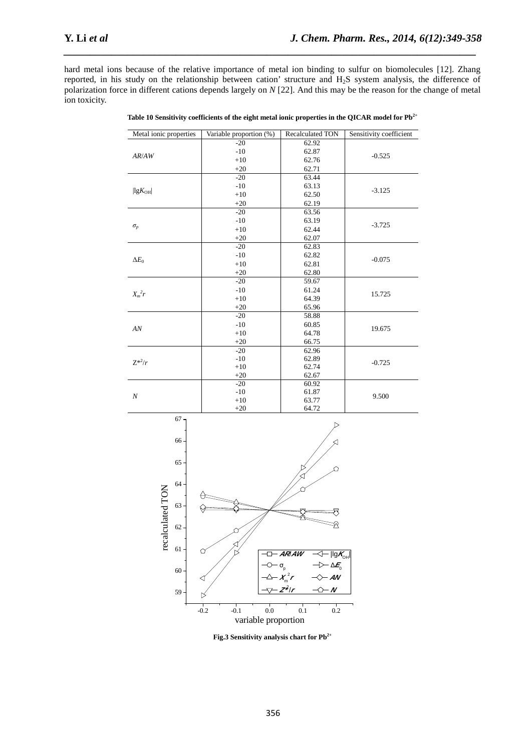hard metal ions because of the relative importance of metal ion binding to sulfur on biomolecules [12]. Zhang reported, in his study on the relationship between cation' structure and $H_2S$ system analysis, the difference of polarization force in different cations depends largely on *N* [22]. And this may be the reason for the change of metal ion toxicity.

**Table 10 Sensitivity coefficients of the eight metal ionic properties in the QICAR model for $Pb^{2+}$**

| Metal ionic properties | Variable proportion (%) | Recalculated TON | Sensitivity coefficient |
|---|---|---|---|
| *AR/AW* | -20 | 62.92 | -0.525 |
| | -10 | 62.87 | |
| | +10 | 62.76 | |
| | +20 | 62.71 | |
| $\lvert \lg K_{OH} \rvert$ | -20 | 63.44 | -3.125 |
| | -10 | 63.13 | |
| | +10 | 62.50 | |
| | +20 | 62.19 | |
| $\sigma_p$ | -20 | 63.56 | -3.725 |
| | -10 | 63.19 | |
| | +10 | 62.44 | |
| | +20 | 62.07 | |
| $\Delta E_0$ | -20 | 62.83 | -0.075 |
| | -10 | 62.82 | |
| | +10 | 62.81 | |
| | +20 | 62.80 | |
| $X_m^2 r$ | -20 | 59.67 | 15.725 |
| | -10 | 61.24 | |
| | +10 | 64.39 | |
| | +20 | 65.96 | |
| *AN* | -20 | 58.88 | 19.675 |
| | -10 | 60.85 | |
| | +10 | 64.78 | |
| | +20 | 66.75 | |
| $Z^{*2}/r$ | -20 | 62.96 | -0.725 |
| | -10 | 62.89 | |
| | +10 | 62.74 | |
| | +20 | 62.67 | |
| *N* | -20 | 60.92 | 9.500 |
| | -10 | 61.87 | |
| | +10 | 63.77 | |
| | +20 | 64.72 | |

**Fig.3 Sensitivity analysis chart for $Pb^{2+}$**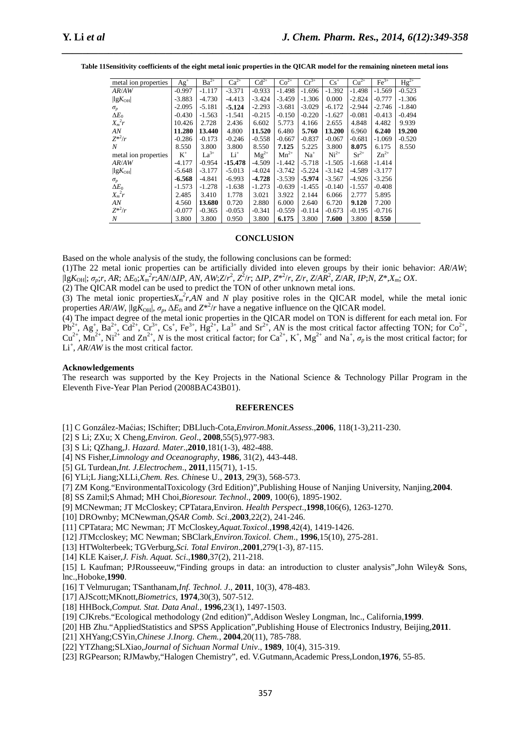**Table 11Sensitivity coefficients of the eight metal ionic properties in the QICAR model for the remaining nineteen metal ions**

| metal ion properties | $Ag^+$ | $Ba^{2+}$ | $Ca^{2+}$ | $Cd^{2+}$ | $Co^{2+}$ | $Cr^{3+}$ | $Cs^+$ | $Cu^{2+}$ | $Fe^{3+}$ | $Hg^{2+}$ |
|---|---|---|---|---|---|---|---|---|---|---|
| $AR/AW$ | -0.997 | -1.117 | -3.371 | -0.933 | -1.498 | -1.696 | -1.392 | -1.498 | -1.569 | -0.523 |
| $\|lgK_{OH}\|$ | -3.883 | -4.730 | -4.413 | -3.424 | -3.459 | -1.306 | 0.000 | -2.824 | -0.777 | -1.306 |
| $\sigma_p$ | -2.095 | -5.181 | **-5.124** | -2.293 | -3.681 | -3.029 | -6.172 | -2.944 | -2.746 | -1.840 |
| $\Delta E_0$ | -0.430 | -1.563 | -1.541 | -0.215 | -0.150 | -0.220 | -1.627 | -0.081 | -0.413 | -0.494 |
| $X_m^2r$ | 10.426 | 2.728 | 2.436 | 6.602 | 5.773 | 4.166 | 2.655 | 4.848 | 4.482 | 9.939 |
| $AN$ | **11.280** | **13.440** | 4.800 | **11.520** | 6.480 | **5.760** | **13.200** | 6.960 | **6.240** | **19.200** |
| $Z^{*2}/r$ | -0.286 | -0.173 | -0.246 | -0.558 | -0.667 | -0.837 | -0.067 | -0.681 | -1.069 | -0.520 |
| $N$ | 8.550 | 3.800 | 3.800 | 8.550 | **7.125** | 5.225 | 3.800 | **8.075** | 6.175 | 8.550 |
| metal ion properties | $K^+$ | $La^{3+}$ | $Li^+$ | $Mg^{2+}$ | $Mn^{2+}$ | $Na^+$ | $Ni^{2+}$ | $Sr^{2+}$ | $Zn^{2+}$ | |
| $AR/AW$ | -4.177 | -0.954 | **-15.478** | -4.509 | -1.442 | -5.718 | -1.505 | -1.668 | -1.414 | |
| $\|lgK_{OH}\|$ | -5.648 | -3.177 | -5.013 | -4.024 | -3.742 | -5.224 | -3.142 | -4.589 | -3.177 | |
| $\sigma_p$ | **-6.568** | -4.841 | -6.993 | **-4.728** | -3.539 | **-5.974** | -3.567 | -4.926 | -3.256 | |
| $\Delta E_0$ | -1.573 | -1.278 | -1.638 | -1.273 | -0.639 | -1.455 | -0.140 | -1.557 | -0.408 | |
| $X_m^2r$ | 2.485 | 3.410 | 1.778 | 3.021 | 3.922 | 2.144 | 6.066 | 2.777 | 5.895 | |
| $AN$ | 4.560 | **13.680** | 0.720 | 2.880 | 6.000 | 2.640 | 6.720 | **9.120** | 7.200 | |
| $Z^{*2}/r$ | -0.077 | -0.365 | -0.053 | -0.341 | -0.559 | -0.114 | -0.673 | -0.195 | -0.716 | |
| $N$ | 3.800 | 3.800 | 0.950 | 3.800 | **6.175** | 3.800 | **7.600** | 3.800 | **8.550** | |

## CONCLUSION

Based on the whole analysis of the study, the following conclusions can be formed:

(1)The 22 metal ionic properties can be artificially divided into eleven groups by their ionic behavior: $AR/AW$; $|lgK_{OH}|$; $\sigma_p$;$r$, $AR$; $\Delta E_0$;$X_m^2r$;$AN/\Delta IP$, $AN$, $AW$;$Z/r^2$, $Z^2/r$; $\Delta IP$, $Z^{*2}/r$, $Z/r$, $Z/AR^2$, $Z/AR$, $IP$;$N$, $Z^*$,$X_m$; $OX$.

(2) The QICAR model can be used to predict the TON of other unknown metal ions.

(3) The metal ionic properties$X_m^2r$,$AN$ and $N$ play positive roles in the QICAR model, while the metal ionic properties $AR/AW$, $|lgK_{OH}|$, $\sigma_p$, $\Delta E_0$ and $Z^{*2}/r$ have a negative influence on the QICAR model.

(4) The impact degree of the metal ionic properties in the QICAR model on TON is different for each metal ion. For $Pb^{2+}$, $Ag^+$, $Ba^{2+}$, $Cd^{2+}$, $Cr^{3+}$, $Cs^+$, $Fe^{3+}$, $Hg^{2+}$, $La^{3+}$ and $Sr^{2+}$, $AN$ is the most critical factor affecting TON; for $Co^{2+}$, $Cu^{2+}$, $Mn^{2+}$, $Ni^{2+}$ and $Zn^{2+}$, $N$ is the most critical factor; for $Ca^{2+}$, $K^+$, $Mg^{2+}$ and $Na^+$, $\sigma_p$ is the most critical factor; for $Li^+$, $AR/AW$ is the most critical factor.

**Acknowledgements**

The research was supported by the Key Projects in the National Science & Technology Pillar Program in the Eleventh Five-Year Plan Period (2008BAC43B01).

## REFERENCES

[1] C González-Maćias; ISchifter; DBLluch-Cota,*Environ.Monit.Assess*.,**2006**, 118(1-3),211-230.
[2] S Li; ZXu; X Cheng,*Environ. Geol*., **2008**,55(5),977-983.
[3] S Li; QZhang,J. *Hazard. Mater*.,**2010**,181(1-3), 482-488.
[4] NS Fisher,*Limnology and Oceanography*, **1986**, 31(2), 443-448.
[5] GL Turdean,*Int. J.Electrochem*., **2011**,115(71), 1-15.
[6] YLi;L Jiang;XLLi,*Chem. Res. Chi*nese U., **2013**, 29(3), 568-573.
[7] ZM Kong."EnvironmentalToxicology (3rd Edition)",Publishing House of Nanjing University, Nanjing,**2004**.
[8] SS Zamil;S Ahmad; MH Choi,*Bioresour. Technol*., **2009**, 100(6), 1895-1902.
[9] MCNewman; JT McCloskey; CPTatara,Environ. *Health Perspect*.,**1998**,106(6), 1263-1270.
[10] DROwnby; MCNewman,*QSAR Comb. Sci*.,**2003**,22(2), 241-246.
[11] CPTatara; MC Newman; JT McCloskey,*Aquat.Toxicol*.,**1998**,42(4), 1419-1426.
[12] JTMccloskey; MC Newman; SBClark,*Environ.Toxicol. Chem*., **1996**,15(10), 275-281.
[13] HTWolterbeek; TGVerburg,*Sci. Total Environ*.,**2001**,279(1-3), 87-115.
[14] KLE Kaiser,*J. Fish. Aquat. Sci*.,**1980**,37(2), 211-218.
[15] L Kaufman; PJRousseeuw,"Finding groups in data: an introduction to cluster analysis",John Wiley& Sons, lnc.,Hoboke,**1990**.
[16] T Velmurugan; TSanthanam,*Inf. Technol. J*., **2011**, 10(3), 478-483.
[17] AJScott;MKnott,*Biometrics*, **1974**,30(3), 507-512.
[18] HHBock,*Comput. Stat. Data Anal.*, **1996**,23(1), 1497-1503.
[19] CJKrebs."Ecological methodology (2nd edition)",Addison Wesley Longman, lnc., California,**1999**.
[20] HB Zhu."AppliedStatistics and SPSS Application",Publishing House of Electronics Industry, Beijing,**2011**.
[21] XHYang;CSYin,*Chinese J.Inorg. Chem.*, **2004**,20(11), 785-788.
[22] YTZhang;SLXiao,*Journal of Sichuan Normal Univ*., **1989**, 10(4), 315-319.
[23] RGPearson; RJMawby,"Halogen Chemistry", ed. V.Gutmann,Academic Press,London,**1976**, 55-85.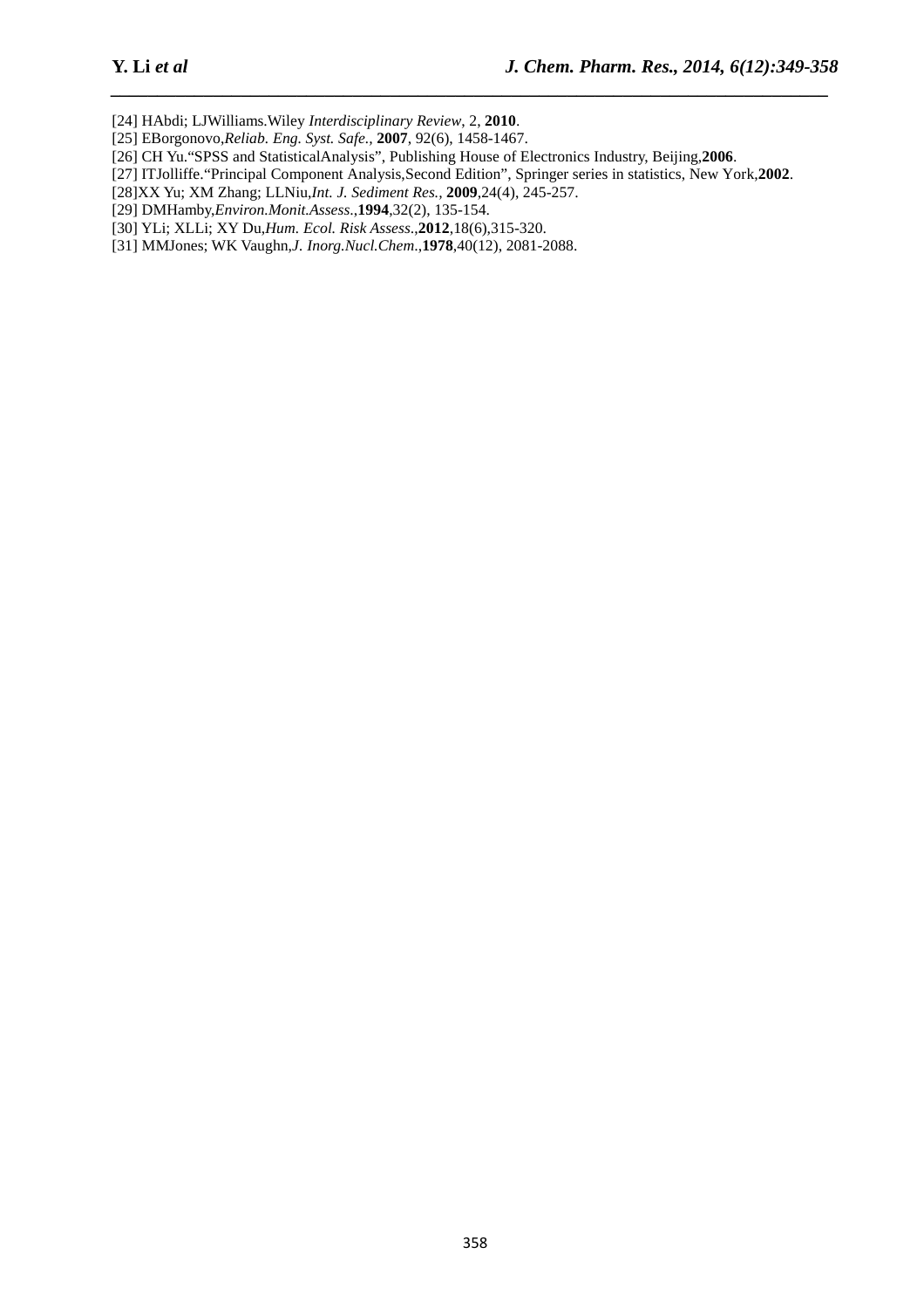[24] HAbdi; LJWilliams.Wiley *Interdisciplinary Review*, 2, **2010**.

[25] EBorgonovo,*Reliab. Eng. Syst. Safe.*, **2007**, 92(6), 1458-1467.

[26] CH Yu."SPSS and StatisticalAnalysis", Publishing House of Electronics Industry, Beijing,**2006**.

[27] ITJolliffe."Principal Component Analysis,Second Edition", Springer series in statistics, New York,**2002**.

[28]XX Yu; XM Zhang; LLNiu,*Int. J. Sediment Res.*, **2009**,24(4), 245-257.

[29] DMHamby,*Environ.Monit.Assess.*,**1994**,32(2), 135-154.

[30] YLi; XLLi; XY Du,*Hum. Ecol. Risk Assess.*,**2012**,18(6),315-320.

[31] MMJones; WK Vaughn,*J. Inorg.Nucl.Chem.*,**1978**,40(12), 2081-2088.